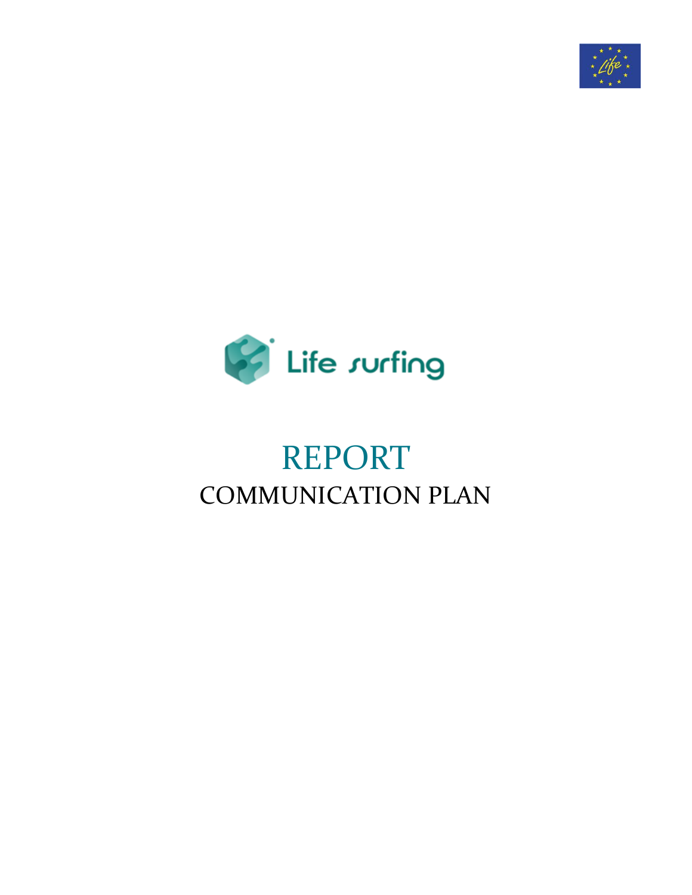Life surfing

# REPORT

## COMMUNICATION PLAN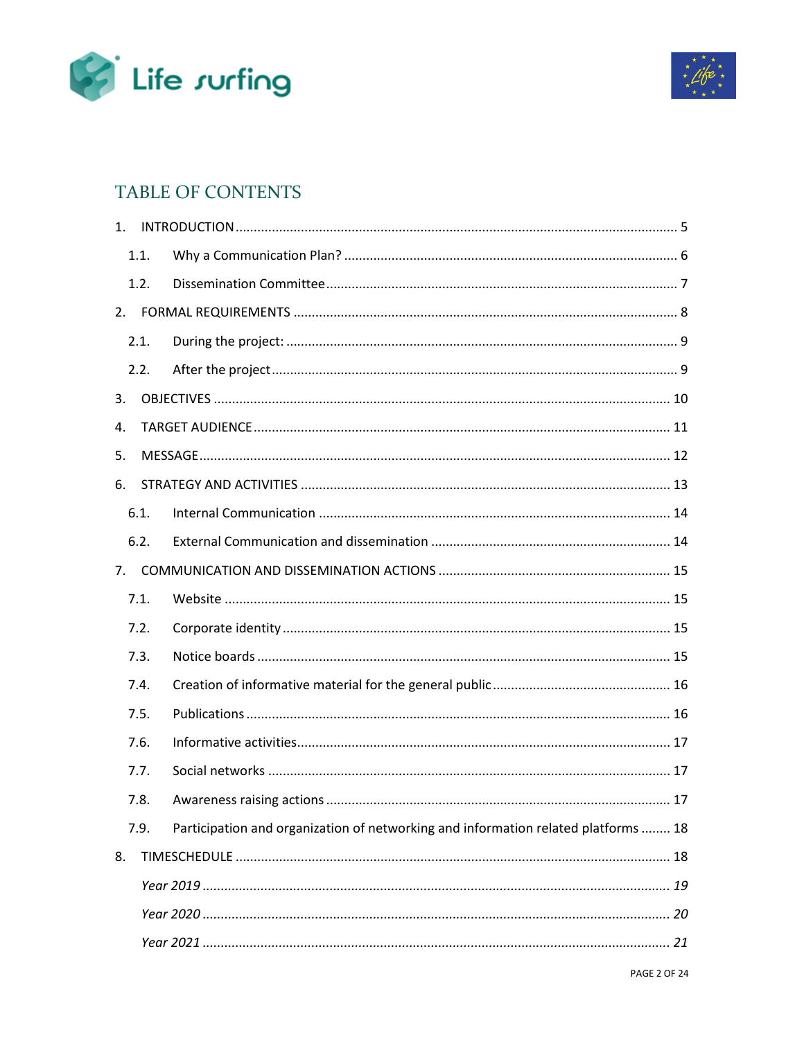# TABLE OF CONTENTS

1. INTRODUCTION ........................................................................................................... 5
   1.1. Why a Communication Plan? ................................................................................. 6
   1.2. Dissemination Committee ...................................................................................... 7
2. FORMAL REQUIREMENTS ........................................................................................... 8
   2.1. During the project: ................................................................................................ 9
   2.2. After the project .................................................................................................... 9
3. OBJECTIVES ............................................................................................................... 10
4. TARGET AUDIENCE ..................................................................................................... 11
5. MESSAGE .................................................................................................................... 12
6. STRATEGY AND ACTIVITIES ........................................................................................ 13
   6.1. Internal Communication ...................................................................................... 14
   6.2. External Communication and dissemination ........................................................ 14
7. COMMUNICATION AND DISSEMINATION ACTIONS .................................................... 15
   7.1. Website ............................................................................................................... 15
   7.2. Corporate identity ................................................................................................ 15
   7.3. Notice boards ....................................................................................................... 15
   7.4. Creation of informative material for the general public ....................................... 16
   7.5. Publications ......................................................................................................... 16
   7.6. Informative activities ............................................................................................ 17
   7.7. Social networks .................................................................................................... 17
   7.8. Awareness raising actions .................................................................................... 17
   7.9. Participation and organization of networking and information related platforms ........ 18
8. TIMESCHEDULE .......................................................................................................... 18
   *Year 2019 ............................................................................................................... 19*
   *Year 2020 ............................................................................................................... 20*
   *Year 2021 ............................................................................................................... 21*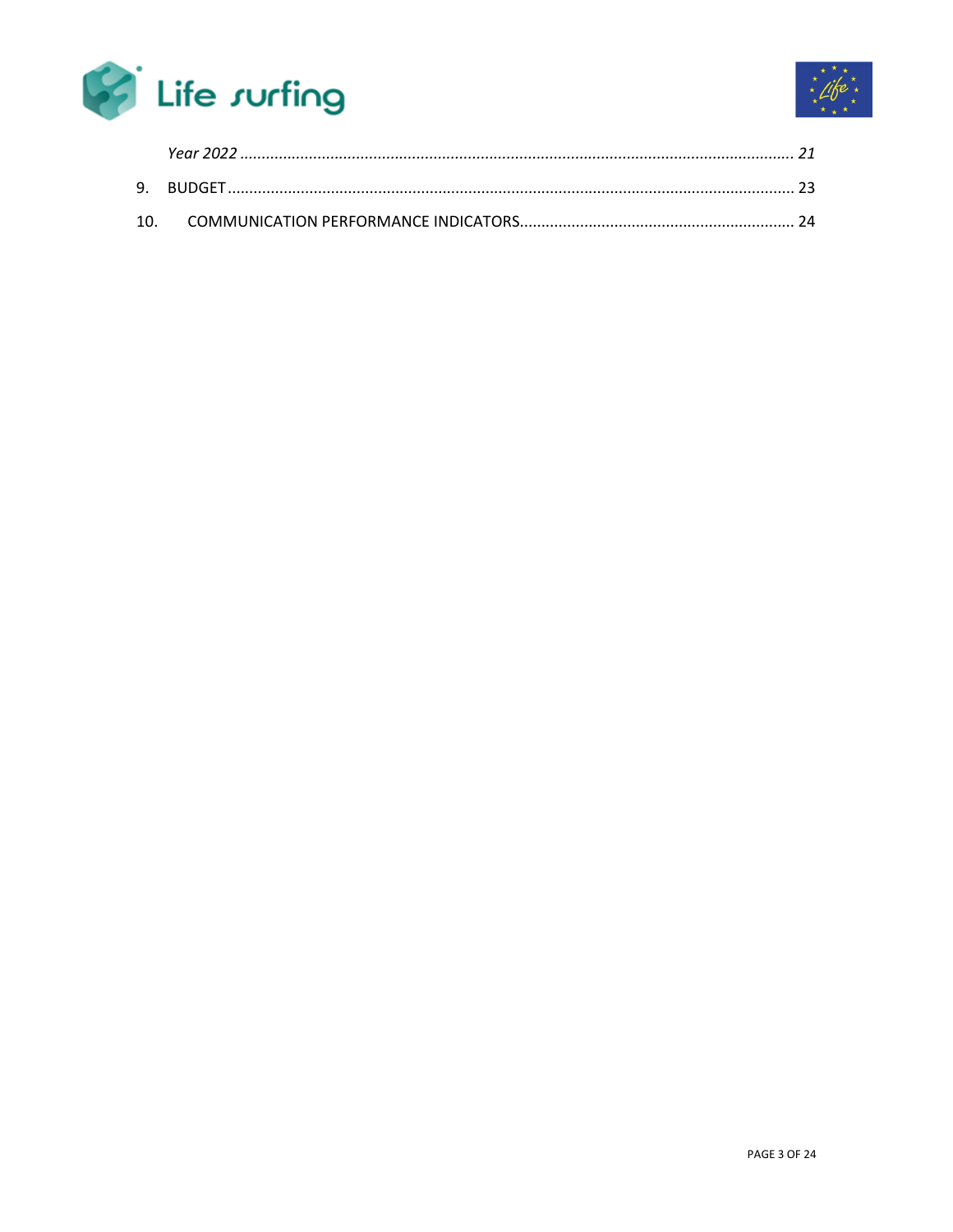*Year 2022 ................................................................................................................................ 21*

9. BUDGET ................................................................................................................................. 23

10. COMMUNICATION PERFORMANCE INDICATORS................................................................ 24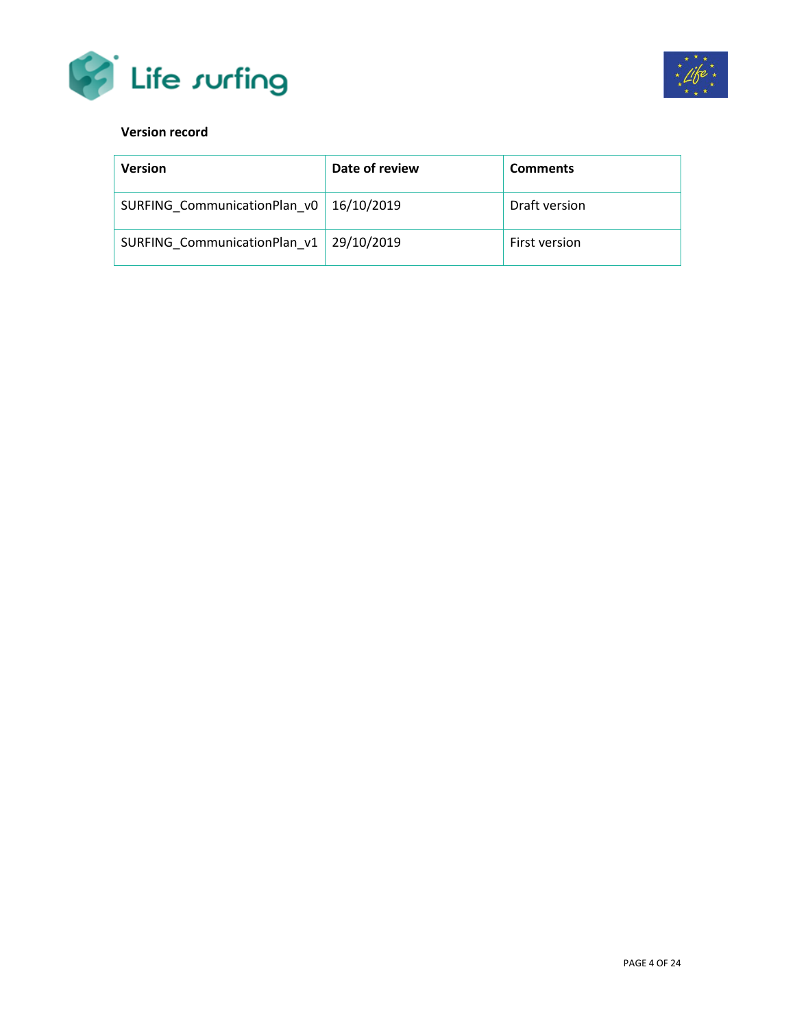**Version record**

| Version | Date of review | Comments |
| --- | --- | --- |
| SURFING_CommunicationPlan_v0 | 16/10/2019 | Draft version |
| SURFING_CommunicationPlan_v1 | 29/10/2019 | First version |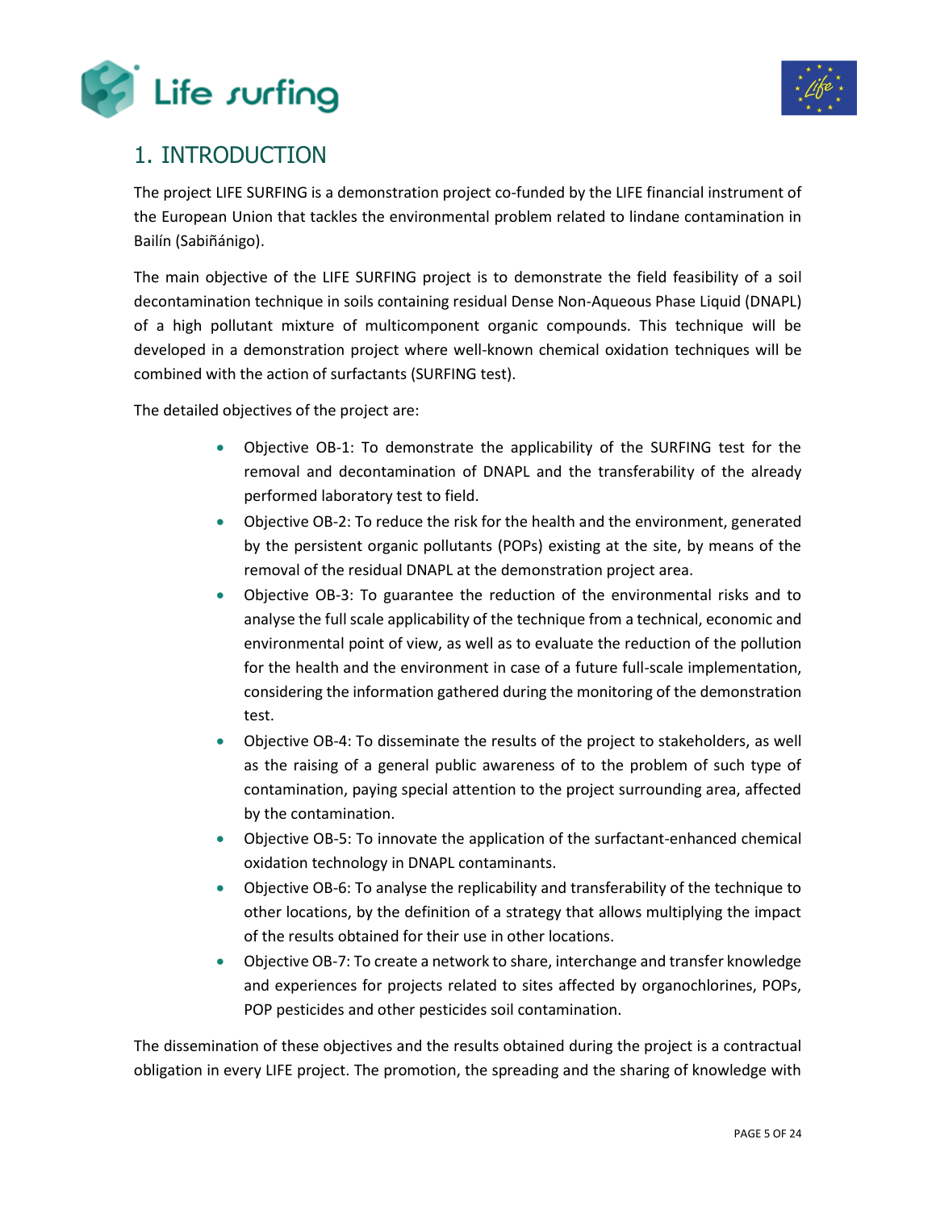# 1. INTRODUCTION

The project LIFE SURFING is a demonstration project co-funded by the LIFE financial instrument of the European Union that tackles the environmental problem related to lindane contamination in Bailín (Sabiñánigo).

The main objective of the LIFE SURFING project is to demonstrate the field feasibility of a soil decontamination technique in soils containing residual Dense Non-Aqueous Phase Liquid (DNAPL) of a high pollutant mixture of multicomponent organic compounds. This technique will be developed in a demonstration project where well-known chemical oxidation techniques will be combined with the action of surfactants (SURFING test).

The detailed objectives of the project are:

- Objective OB-1: To demonstrate the applicability of the SURFING test for the removal and decontamination of DNAPL and the transferability of the already performed laboratory test to field.
- Objective OB-2: To reduce the risk for the health and the environment, generated by the persistent organic pollutants (POPs) existing at the site, by means of the removal of the residual DNAPL at the demonstration project area.
- Objective OB-3: To guarantee the reduction of the environmental risks and to analyse the full scale applicability of the technique from a technical, economic and environmental point of view, as well as to evaluate the reduction of the pollution for the health and the environment in case of a future full-scale implementation, considering the information gathered during the monitoring of the demonstration test.
- Objective OB-4: To disseminate the results of the project to stakeholders, as well as the raising of a general public awareness of to the problem of such type of contamination, paying special attention to the project surrounding area, affected by the contamination.
- Objective OB-5: To innovate the application of the surfactant-enhanced chemical oxidation technology in DNAPL contaminants.
- Objective OB-6: To analyse the replicability and transferability of the technique to other locations, by the definition of a strategy that allows multiplying the impact of the results obtained for their use in other locations.
- Objective OB-7: To create a network to share, interchange and transfer knowledge and experiences for projects related to sites affected by organochlorines, POPs, POP pesticides and other pesticides soil contamination.

The dissemination of these objectives and the results obtained during the project is a contractual obligation in every LIFE project. The promotion, the spreading and the sharing of knowledge with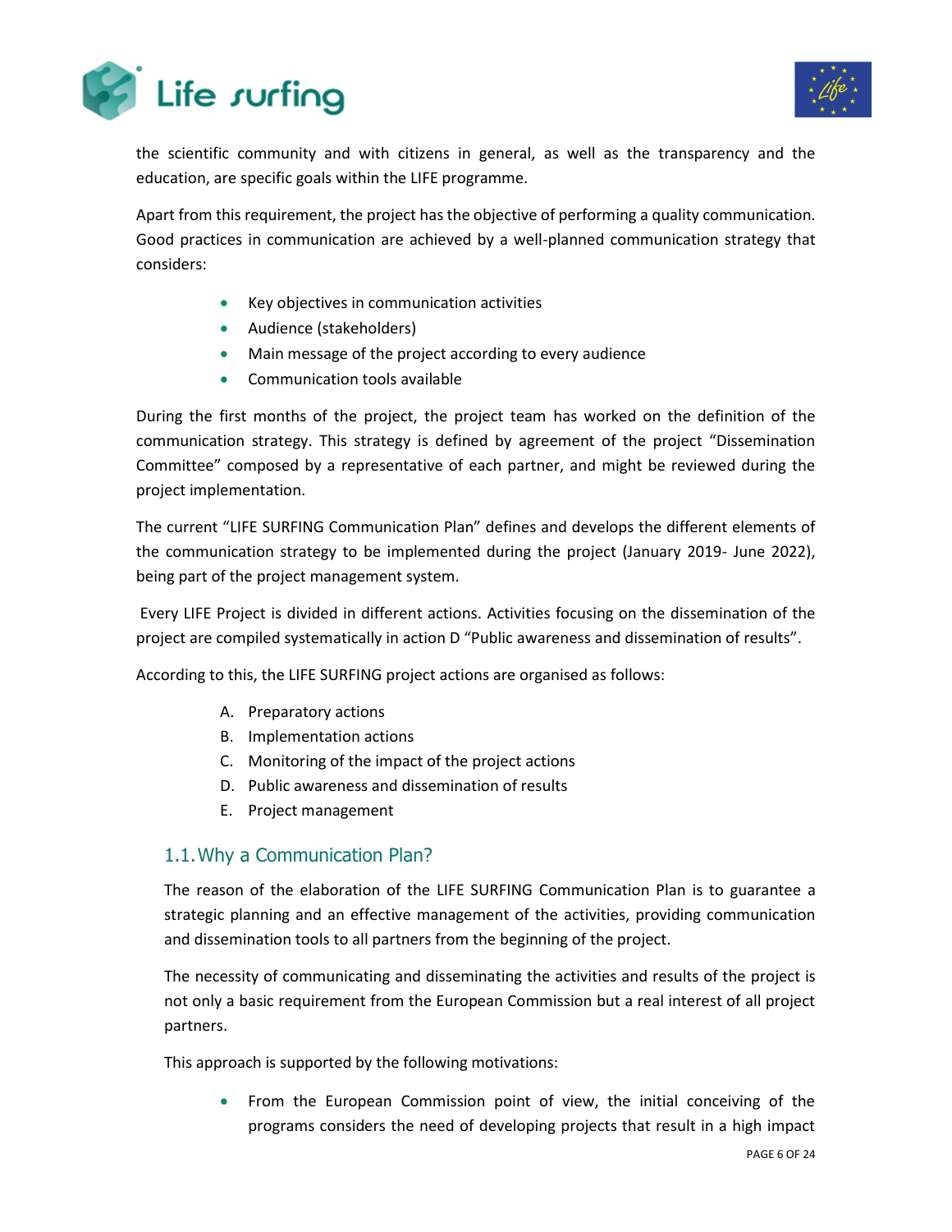the scientific community and with citizens in general, as well as the transparency and the education, are specific goals within the LIFE programme.

Apart from this requirement, the project has the objective of performing a quality communication. Good practices in communication are achieved by a well-planned communication strategy that considers:

- Key objectives in communication activities
- Audience (stakeholders)
- Main message of the project according to every audience
- Communication tools available

During the first months of the project, the project team has worked on the definition of the communication strategy. This strategy is defined by agreement of the project "Dissemination Committee" composed by a representative of each partner, and might be reviewed during the project implementation.

The current "LIFE SURFING Communication Plan" defines and develops the different elements of the communication strategy to be implemented during the project (January 2019- June 2022), being part of the project management system.

Every LIFE Project is divided in different actions. Activities focusing on the dissemination of the project are compiled systematically in action D "Public awareness and dissemination of results".

According to this, the LIFE SURFING project actions are organised as follows:

A. Preparatory actions
B. Implementation actions
C. Monitoring of the impact of the project actions
D. Public awareness and dissemination of results
E. Project management

## 1.1. Why a Communication Plan?

The reason of the elaboration of the LIFE SURFING Communication Plan is to guarantee a strategic planning and an effective management of the activities, providing communication and dissemination tools to all partners from the beginning of the project.

The necessity of communicating and disseminating the activities and results of the project is not only a basic requirement from the European Commission but a real interest of all project partners.

This approach is supported by the following motivations:

- From the European Commission point of view, the initial conceiving of the programs considers the need of developing projects that result in a high impact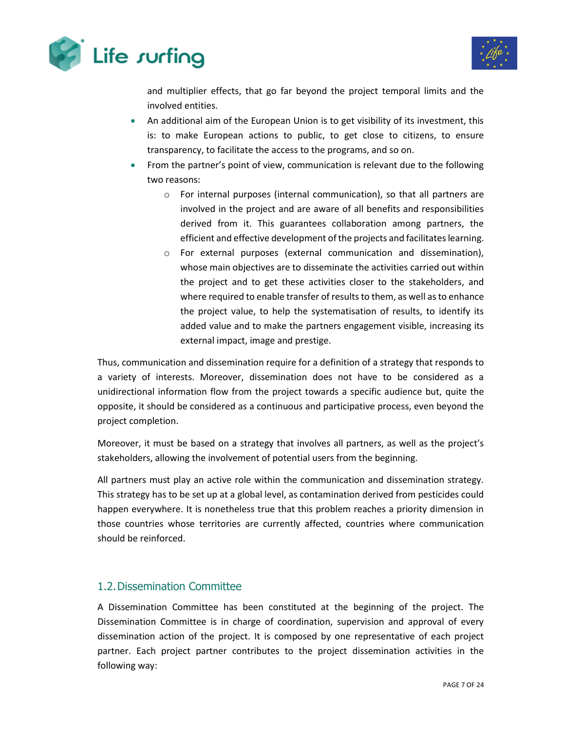and multiplier effects, that go far beyond the project temporal limits and the involved entities.

- An additional aim of the European Union is to get visibility of its investment, this is: to make European actions to public, to get close to citizens, to ensure transparency, to facilitate the access to the programs, and so on.
- From the partner's point of view, communication is relevant due to the following two reasons:
  - For internal purposes (internal communication), so that all partners are involved in the project and are aware of all benefits and responsibilities derived from it. This guarantees collaboration among partners, the efficient and effective development of the projects and facilitates learning.
  - For external purposes (external communication and dissemination), whose main objectives are to disseminate the activities carried out within the project and to get these activities closer to the stakeholders, and where required to enable transfer of results to them, as well as to enhance the project value, to help the systematisation of results, to identify its added value and to make the partners engagement visible, increasing its external impact, image and prestige.

Thus, communication and dissemination require for a definition of a strategy that responds to a variety of interests. Moreover, dissemination does not have to be considered as a unidirectional information flow from the project towards a specific audience but, quite the opposite, it should be considered as a continuous and participative process, even beyond the project completion.

Moreover, it must be based on a strategy that involves all partners, as well as the project's stakeholders, allowing the involvement of potential users from the beginning.

All partners must play an active role within the communication and dissemination strategy. This strategy has to be set up at a global level, as contamination derived from pesticides could happen everywhere. It is nonetheless true that this problem reaches a priority dimension in those countries whose territories are currently affected, countries where communication should be reinforced.

## 1.2. Dissemination Committee

A Dissemination Committee has been constituted at the beginning of the project. The Dissemination Committee is in charge of coordination, supervision and approval of every dissemination action of the project. It is composed by one representative of each project partner. Each project partner contributes to the project dissemination activities in the following way: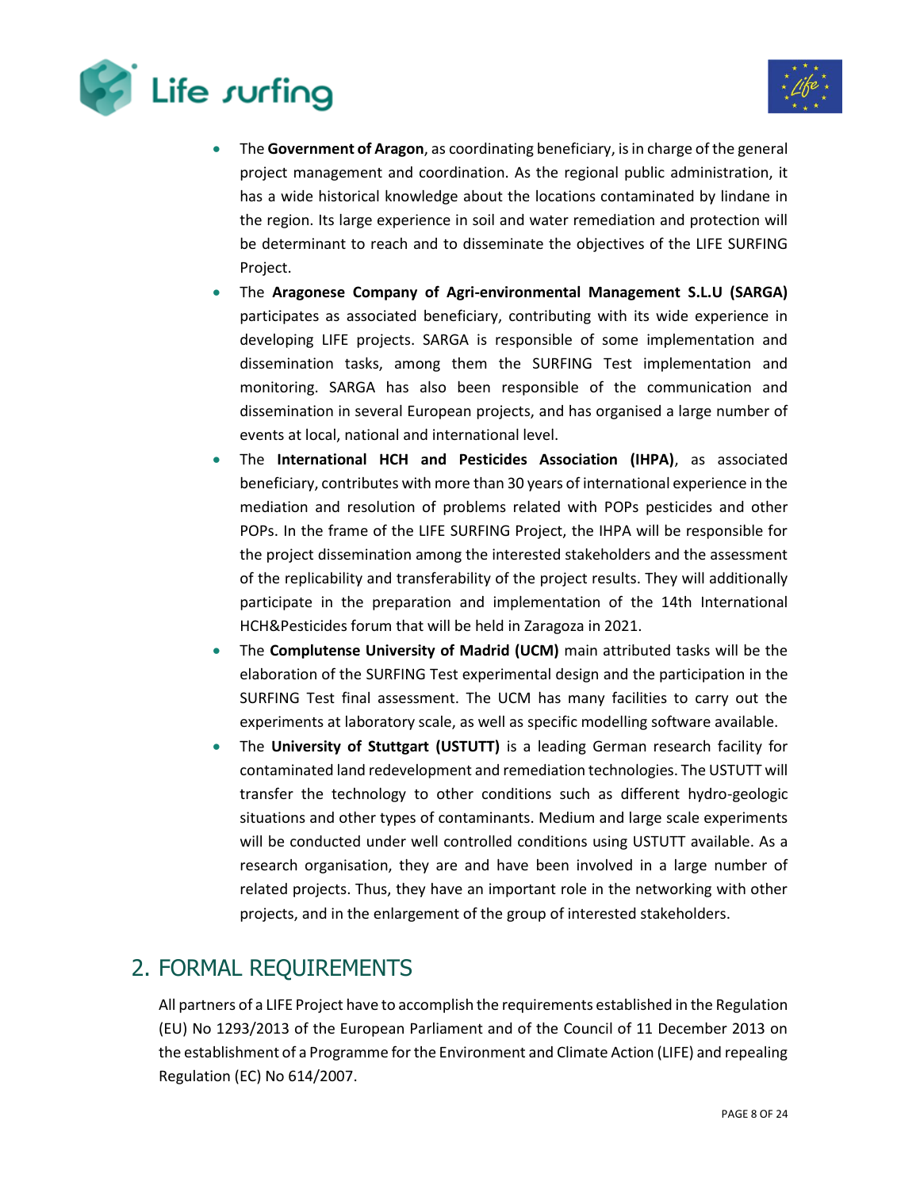- The **Government of Aragon**, as coordinating beneficiary, is in charge of the general project management and coordination. As the regional public administration, it has a wide historical knowledge about the locations contaminated by lindane in the region. Its large experience in soil and water remediation and protection will be determinant to reach and to disseminate the objectives of the LIFE SURFING Project.
- The **Aragonese Company of Agri-environmental Management S.L.U (SARGA)** participates as associated beneficiary, contributing with its wide experience in developing LIFE projects. SARGA is responsible of some implementation and dissemination tasks, among them the SURFING Test implementation and monitoring. SARGA has also been responsible of the communication and dissemination in several European projects, and has organised a large number of events at local, national and international level.
- The **International HCH and Pesticides Association (IHPA)**, as associated beneficiary, contributes with more than 30 years of international experience in the mediation and resolution of problems related with POPs pesticides and other POPs. In the frame of the LIFE SURFING Project, the IHPA will be responsible for the project dissemination among the interested stakeholders and the assessment of the replicability and transferability of the project results. They will additionally participate in the preparation and implementation of the 14th International HCH&Pesticides forum that will be held in Zaragoza in 2021.
- The **Complutense University of Madrid (UCM)** main attributed tasks will be the elaboration of the SURFING Test experimental design and the participation in the SURFING Test final assessment. The UCM has many facilities to carry out the experiments at laboratory scale, as well as specific modelling software available.
- The **University of Stuttgart (USTUTT)** is a leading German research facility for contaminated land redevelopment and remediation technologies. The USTUTT will transfer the technology to other conditions such as different hydro-geologic situations and other types of contaminants. Medium and large scale experiments will be conducted under well controlled conditions using USTUTT available. As a research organisation, they are and have been involved in a large number of related projects. Thus, they have an important role in the networking with other projects, and in the enlargement of the group of interested stakeholders.

## 2. FORMAL REQUIREMENTS

All partners of a LIFE Project have to accomplish the requirements established in the Regulation (EU) No 1293/2013 of the European Parliament and of the Council of 11 December 2013 on the establishment of a Programme for the Environment and Climate Action (LIFE) and repealing Regulation (EC) No 614/2007.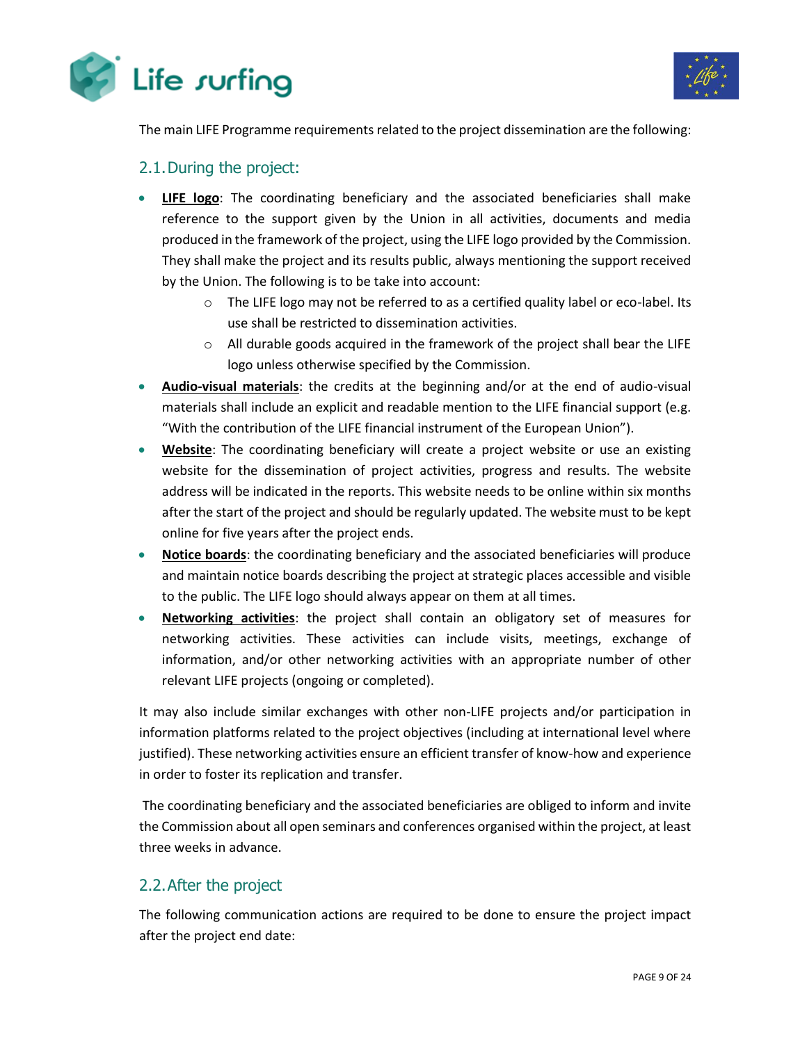The main LIFE Programme requirements related to the project dissemination are the following:

## 2.1. During the project:

- **LIFE logo**: The coordinating beneficiary and the associated beneficiaries shall make reference to the support given by the Union in all activities, documents and media produced in the framework of the project, using the LIFE logo provided by the Commission. They shall make the project and its results public, always mentioning the support received by the Union. The following is to be take into account:
  - The LIFE logo may not be referred to as a certified quality label or eco-label. Its use shall be restricted to dissemination activities.
  - All durable goods acquired in the framework of the project shall bear the LIFE logo unless otherwise specified by the Commission.
- **Audio-visual materials**: the credits at the beginning and/or at the end of audio-visual materials shall include an explicit and readable mention to the LIFE financial support (e.g. "With the contribution of the LIFE financial instrument of the European Union").
- **Website**: The coordinating beneficiary will create a project website or use an existing website for the dissemination of project activities, progress and results. The website address will be indicated in the reports. This website needs to be online within six months after the start of the project and should be regularly updated. The website must to be kept online for five years after the project ends.
- **Notice boards**: the coordinating beneficiary and the associated beneficiaries will produce and maintain notice boards describing the project at strategic places accessible and visible to the public. The LIFE logo should always appear on them at all times.
- **Networking activities**: the project shall contain an obligatory set of measures for networking activities. These activities can include visits, meetings, exchange of information, and/or other networking activities with an appropriate number of other relevant LIFE projects (ongoing or completed).

It may also include similar exchanges with other non-LIFE projects and/or participation in information platforms related to the project objectives (including at international level where justified). These networking activities ensure an efficient transfer of know-how and experience in order to foster its replication and transfer.

The coordinating beneficiary and the associated beneficiaries are obliged to inform and invite the Commission about all open seminars and conferences organised within the project, at least three weeks in advance.

## 2.2. After the project

The following communication actions are required to be done to ensure the project impact after the project end date: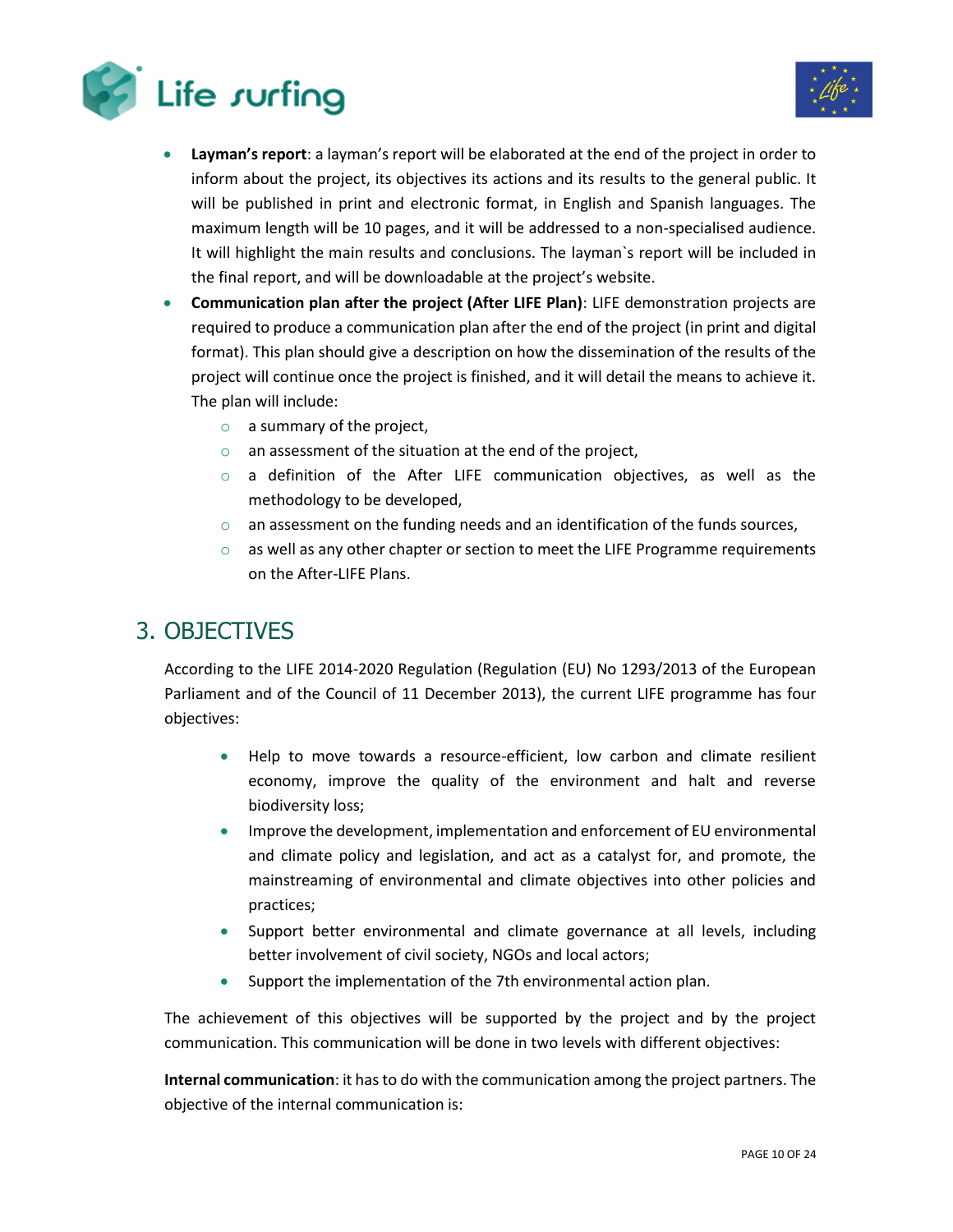- **Layman's report**: a layman's report will be elaborated at the end of the project in order to inform about the project, its objectives its actions and its results to the general public. It will be published in print and electronic format, in English and Spanish languages. The maximum length will be 10 pages, and it will be addressed to a non-specialised audience. It will highlight the main results and conclusions. The layman`s report will be included in the final report, and will be downloadable at the project's website.
- **Communication plan after the project (After LIFE Plan)**: LIFE demonstration projects are required to produce a communication plan after the end of the project (in print and digital format). This plan should give a description on how the dissemination of the results of the project will continue once the project is finished, and it will detail the means to achieve it. The plan will include:
    - a summary of the project,
    - an assessment of the situation at the end of the project,
    - a definition of the After LIFE communication objectives, as well as the methodology to be developed,
    - an assessment on the funding needs and an identification of the funds sources,
    - as well as any other chapter or section to meet the LIFE Programme requirements on the After-LIFE Plans.

# 3. OBJECTIVES

According to the LIFE 2014-2020 Regulation (Regulation (EU) No 1293/2013 of the European Parliament and of the Council of 11 December 2013), the current LIFE programme has four objectives:

- Help to move towards a resource-efficient, low carbon and climate resilient economy, improve the quality of the environment and halt and reverse biodiversity loss;
- Improve the development, implementation and enforcement of EU environmental and climate policy and legislation, and act as a catalyst for, and promote, the mainstreaming of environmental and climate objectives into other policies and practices;
- Support better environmental and climate governance at all levels, including better involvement of civil society, NGOs and local actors;
- Support the implementation of the 7th environmental action plan.

The achievement of this objectives will be supported by the project and by the project communication. This communication will be done in two levels with different objectives:

**Internal communication**: it has to do with the communication among the project partners. The objective of the internal communication is: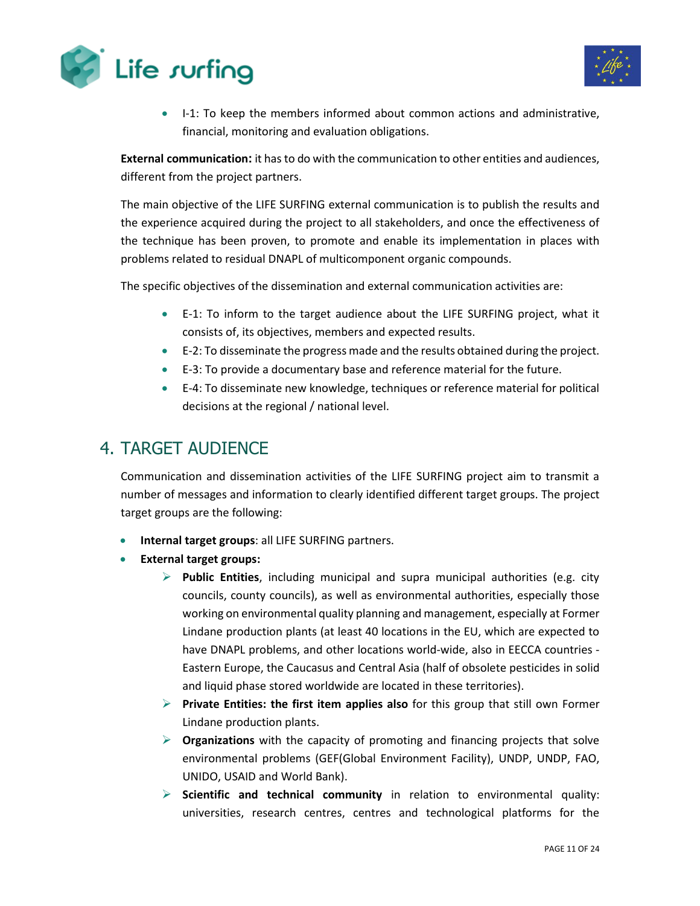- I-1: To keep the members informed about common actions and administrative, financial, monitoring and evaluation obligations.

**External communication:** it has to do with the communication to other entities and audiences, different from the project partners.

The main objective of the LIFE SURFING external communication is to publish the results and the experience acquired during the project to all stakeholders, and once the effectiveness of the technique has been proven, to promote and enable its implementation in places with problems related to residual DNAPL of multicomponent organic compounds.

The specific objectives of the dissemination and external communication activities are:

- E-1: To inform to the target audience about the LIFE SURFING project, what it consists of, its objectives, members and expected results.
- E-2: To disseminate the progress made and the results obtained during the project.
- E-3: To provide a documentary base and reference material for the future.
- E-4: To disseminate new knowledge, techniques or reference material for political decisions at the regional / national level.

## 4. TARGET AUDIENCE

Communication and dissemination activities of the LIFE SURFING project aim to transmit a number of messages and information to clearly identified different target groups. The project target groups are the following:

- **Internal target groups**: all LIFE SURFING partners.
- **External target groups:**
  - **Public Entities**, including municipal and supra municipal authorities (e.g. city councils, county councils), as well as environmental authorities, especially those working on environmental quality planning and management, especially at Former Lindane production plants (at least 40 locations in the EU, which are expected to have DNAPL problems, and other locations world-wide, also in EECCA countries - Eastern Europe, the Caucasus and Central Asia (half of obsolete pesticides in solid and liquid phase stored worldwide are located in these territories).
  - **Private Entities: the first item applies also** for this group that still own Former Lindane production plants.
  - **Organizations** with the capacity of promoting and financing projects that solve environmental problems (GEF(Global Environment Facility), UNDP, UNDP, FAO, UNIDO, USAID and World Bank).
  - **Scientific and technical community** in relation to environmental quality: universities, research centres, centres and technological platforms for the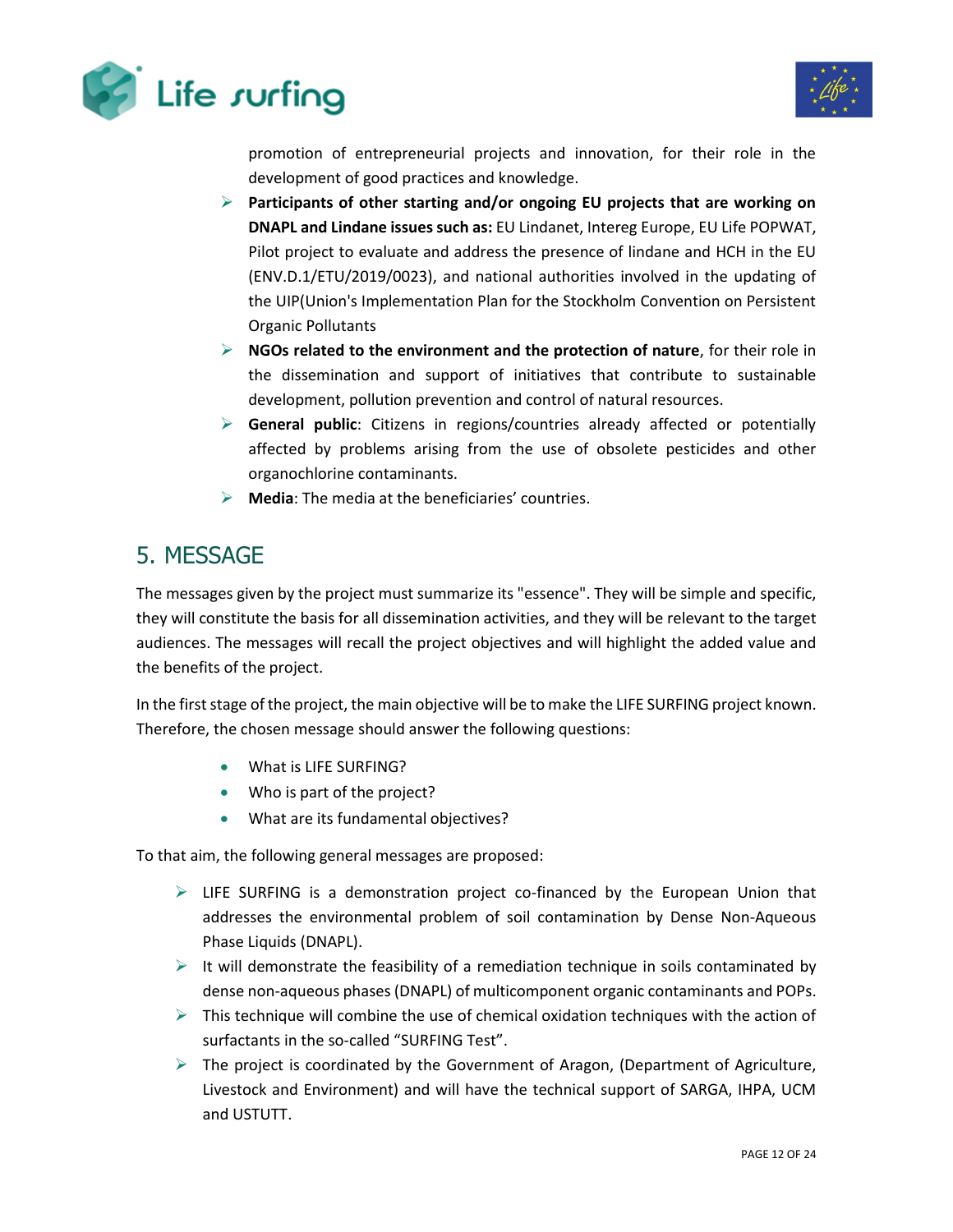promotion of entrepreneurial projects and innovation, for their role in the development of good practices and knowledge.

- **Participants of other starting and/or ongoing EU projects that are working on DNAPL and Lindane issues such as:** EU Lindanet, Intereg Europe, EU Life POPWAT, Pilot project to evaluate and address the presence of lindane and HCH in the EU (ENV.D.1/ETU/2019/0023), and national authorities involved in the updating of the UIP(Union's Implementation Plan for the Stockholm Convention on Persistent Organic Pollutants
- **NGOs related to the environment and the protection of nature**, for their role in the dissemination and support of initiatives that contribute to sustainable development, pollution prevention and control of natural resources.
- **General public**: Citizens in regions/countries already affected or potentially affected by problems arising from the use of obsolete pesticides and other organochlorine contaminants.
- **Media**: The media at the beneficiaries' countries.

## 5. MESSAGE

The messages given by the project must summarize its "essence". They will be simple and specific, they will constitute the basis for all dissemination activities, and they will be relevant to the target audiences. The messages will recall the project objectives and will highlight the added value and the benefits of the project.

In the first stage of the project, the main objective will be to make the LIFE SURFING project known. Therefore, the chosen message should answer the following questions:

- What is LIFE SURFING?
- Who is part of the project?
- What are its fundamental objectives?

To that aim, the following general messages are proposed:

- LIFE SURFING is a demonstration project co-financed by the European Union that addresses the environmental problem of soil contamination by Dense Non-Aqueous Phase Liquids (DNAPL).
- It will demonstrate the feasibility of a remediation technique in soils contaminated by dense non-aqueous phases (DNAPL) of multicomponent organic contaminants and POPs.
- This technique will combine the use of chemical oxidation techniques with the action of surfactants in the so-called "SURFING Test".
- The project is coordinated by the Government of Aragon, (Department of Agriculture, Livestock and Environment) and will have the technical support of SARGA, IHPA, UCM and USTUTT.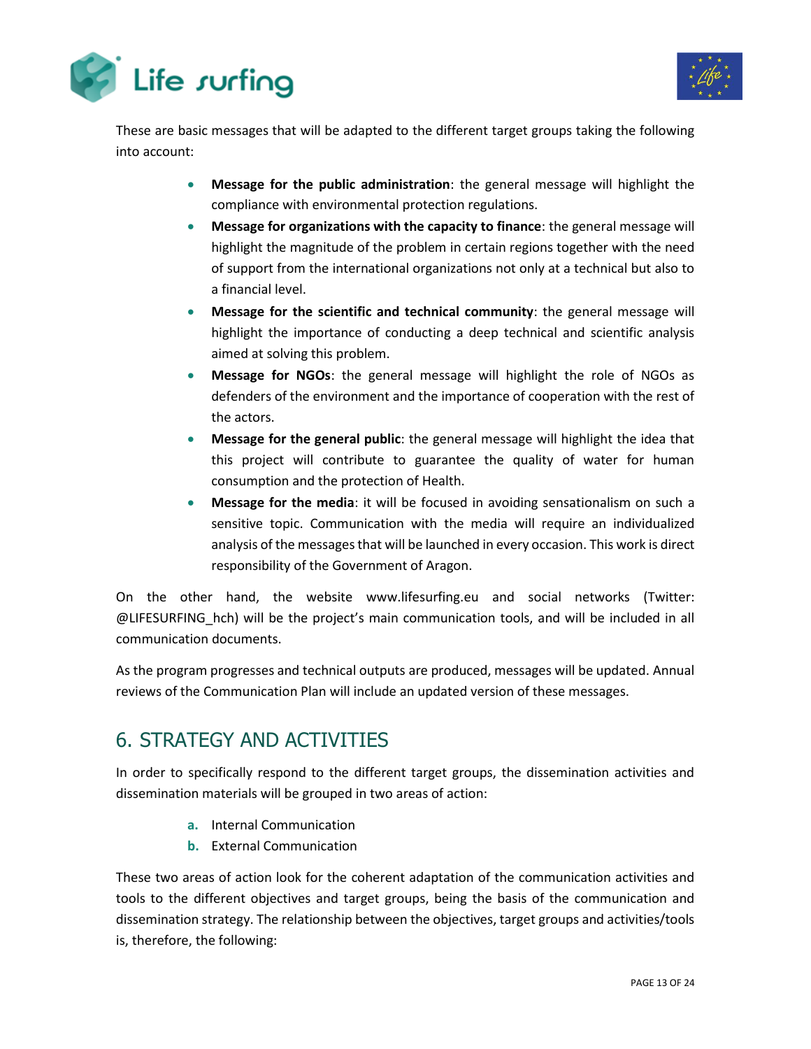These are basic messages that will be adapted to the different target groups taking the following into account:

- **Message for the public administration**: the general message will highlight the compliance with environmental protection regulations.
- **Message for organizations with the capacity to finance**: the general message will highlight the magnitude of the problem in certain regions together with the need of support from the international organizations not only at a technical but also to a financial level.
- **Message for the scientific and technical community**: the general message will highlight the importance of conducting a deep technical and scientific analysis aimed at solving this problem.
- **Message for NGOs**: the general message will highlight the role of NGOs as defenders of the environment and the importance of cooperation with the rest of the actors.
- **Message for the general public**: the general message will highlight the idea that this project will contribute to guarantee the quality of water for human consumption and the protection of Health.
- **Message for the media**: it will be focused in avoiding sensationalism on such a sensitive topic. Communication with the media will require an individualized analysis of the messages that will be launched in every occasion. This work is direct responsibility of the Government of Aragon.

On the other hand, the website www.lifesurfing.eu and social networks (Twitter: @LIFESURFING_hch) will be the project's main communication tools, and will be included in all communication documents.

As the program progresses and technical outputs are produced, messages will be updated. Annual reviews of the Communication Plan will include an updated version of these messages.

## 6. STRATEGY AND ACTIVITIES

In order to specifically respond to the different target groups, the dissemination activities and dissemination materials will be grouped in two areas of action:

a. Internal Communication
b. External Communication

These two areas of action look for the coherent adaptation of the communication activities and tools to the different objectives and target groups, being the basis of the communication and dissemination strategy. The relationship between the objectives, target groups and activities/tools is, therefore, the following: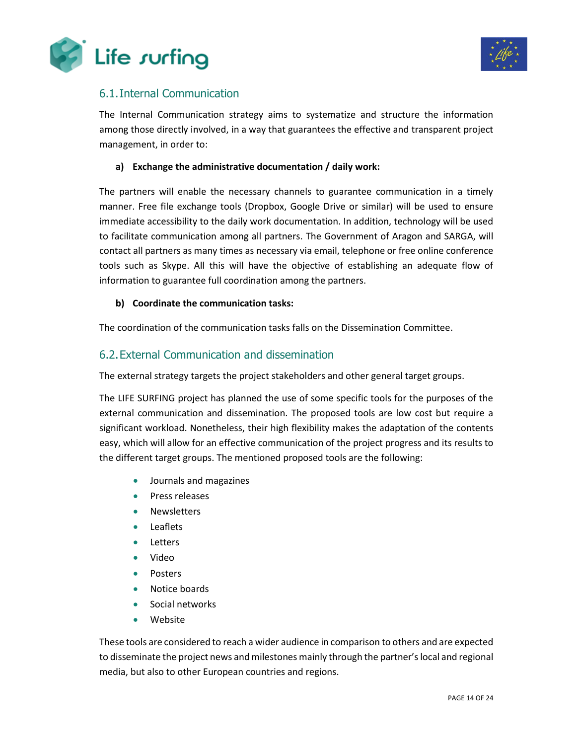## 6.1. Internal Communication

The Internal Communication strategy aims to systematize and structure the information among those directly involved, in a way that guarantees the effective and transparent project management, in order to:

**a) Exchange the administrative documentation / daily work:**

The partners will enable the necessary channels to guarantee communication in a timely manner. Free file exchange tools (Dropbox, Google Drive or similar) will be used to ensure immediate accessibility to the daily work documentation. In addition, technology will be used to facilitate communication among all partners. The Government of Aragon and SARGA, will contact all partners as many times as necessary via email, telephone or free online conference tools such as Skype. All this will have the objective of establishing an adequate flow of information to guarantee full coordination among the partners.

**b) Coordinate the communication tasks:**

The coordination of the communication tasks falls on the Dissemination Committee.

## 6.2. External Communication and dissemination

The external strategy targets the project stakeholders and other general target groups.

The LIFE SURFING project has planned the use of some specific tools for the purposes of the external communication and dissemination. The proposed tools are low cost but require a significant workload. Nonetheless, their high flexibility makes the adaptation of the contents easy, which will allow for an effective communication of the project progress and its results to the different target groups. The mentioned proposed tools are the following:

- Journals and magazines
- Press releases
- Newsletters
- Leaflets
- Letters
- Video
- Posters
- Notice boards
- Social networks
- Website

These tools are considered to reach a wider audience in comparison to others and are expected to disseminate the project news and milestones mainly through the partner's local and regional media, but also to other European countries and regions.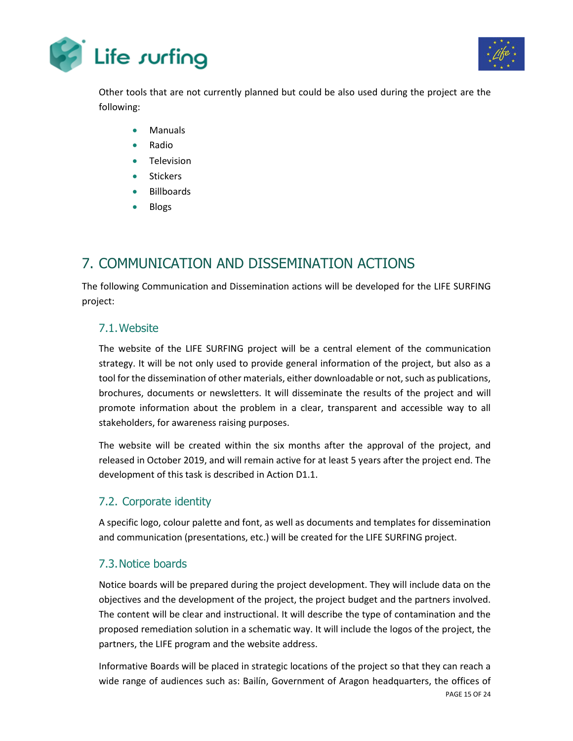Other tools that are not currently planned but could be also used during the project are the following:

- Manuals
- Radio
- Television
- Stickers
- Billboards
- Blogs

# 7. COMMUNICATION AND DISSEMINATION ACTIONS

The following Communication and Dissemination actions will be developed for the LIFE SURFING project:

## 7.1. Website

The website of the LIFE SURFING project will be a central element of the communication strategy. It will be not only used to provide general information of the project, but also as a tool for the dissemination of other materials, either downloadable or not, such as publications, brochures, documents or newsletters. It will disseminate the results of the project and will promote information about the problem in a clear, transparent and accessible way to all stakeholders, for awareness raising purposes.

The website will be created within the six months after the approval of the project, and released in October 2019, and will remain active for at least 5 years after the project end. The development of this task is described in Action D1.1.

## 7.2. Corporate identity

A specific logo, colour palette and font, as well as documents and templates for dissemination and communication (presentations, etc.) will be created for the LIFE SURFING project.

## 7.3. Notice boards

Notice boards will be prepared during the project development. They will include data on the objectives and the development of the project, the project budget and the partners involved. The content will be clear and instructional. It will describe the type of contamination and the proposed remediation solution in a schematic way. It will include the logos of the project, the partners, the LIFE program and the website address.

Informative Boards will be placed in strategic locations of the project so that they can reach a wide range of audiences such as: Bailín, Government of Aragon headquarters, the offices of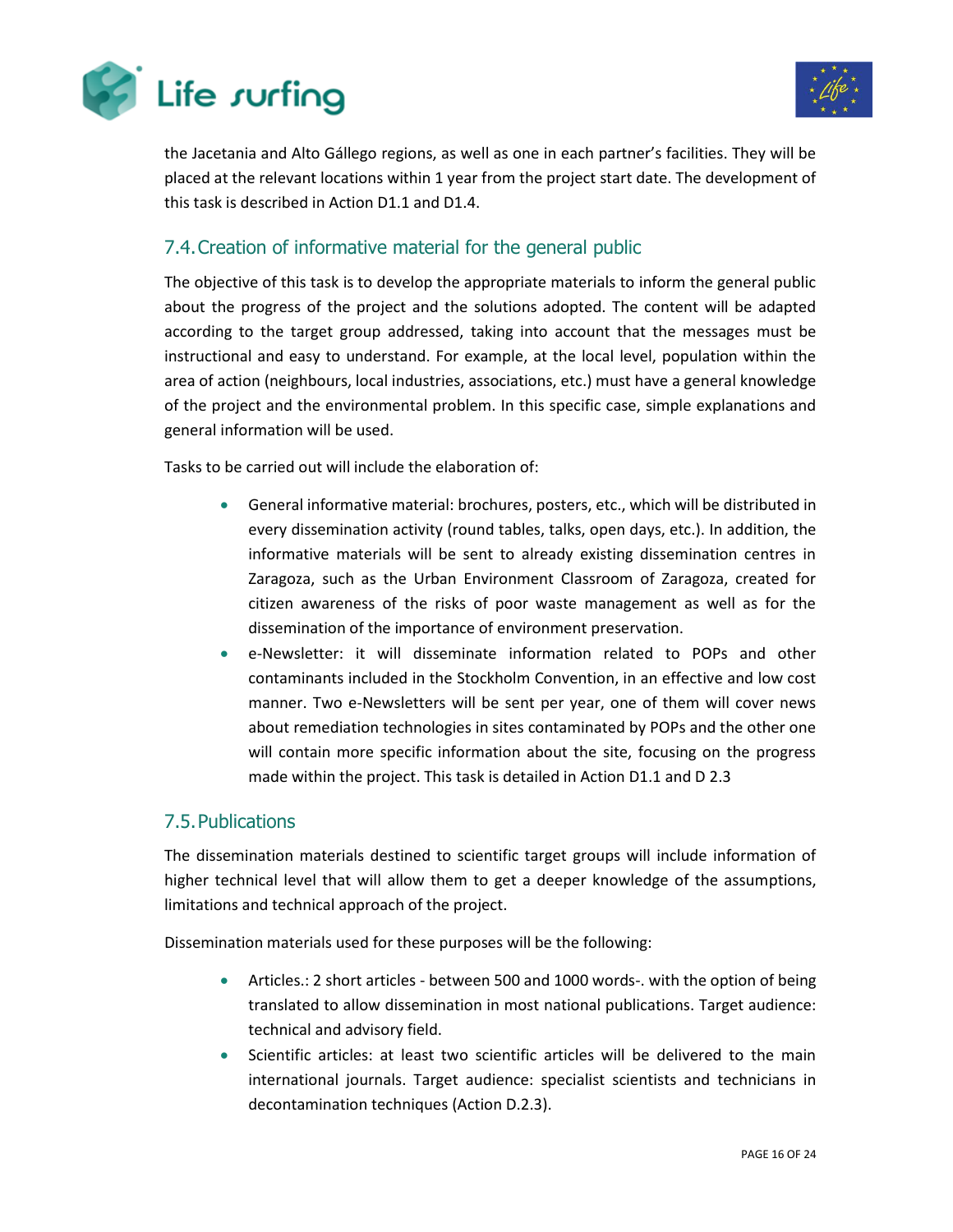the Jacetania and Alto Gállego regions, as well as one in each partner's facilities. They will be placed at the relevant locations within 1 year from the project start date. The development of this task is described in Action D1.1 and D1.4.

## 7.4. Creation of informative material for the general public

The objective of this task is to develop the appropriate materials to inform the general public about the progress of the project and the solutions adopted. The content will be adapted according to the target group addressed, taking into account that the messages must be instructional and easy to understand. For example, at the local level, population within the area of action (neighbours, local industries, associations, etc.) must have a general knowledge of the project and the environmental problem. In this specific case, simple explanations and general information will be used.

Tasks to be carried out will include the elaboration of:

- General informative material: brochures, posters, etc., which will be distributed in every dissemination activity (round tables, talks, open days, etc.). In addition, the informative materials will be sent to already existing dissemination centres in Zaragoza, such as the Urban Environment Classroom of Zaragoza, created for citizen awareness of the risks of poor waste management as well as for the dissemination of the importance of environment preservation.
- e-Newsletter: it will disseminate information related to POPs and other contaminants included in the Stockholm Convention, in an effective and low cost manner. Two e-Newsletters will be sent per year, one of them will cover news about remediation technologies in sites contaminated by POPs and the other one will contain more specific information about the site, focusing on the progress made within the project. This task is detailed in Action D1.1 and D 2.3

## 7.5. Publications

The dissemination materials destined to scientific target groups will include information of higher technical level that will allow them to get a deeper knowledge of the assumptions, limitations and technical approach of the project.

Dissemination materials used for these purposes will be the following:

- Articles.: 2 short articles - between 500 and 1000 words-. with the option of being translated to allow dissemination in most national publications. Target audience: technical and advisory field.
- Scientific articles: at least two scientific articles will be delivered to the main international journals. Target audience: specialist scientists and technicians in decontamination techniques (Action D.2.3).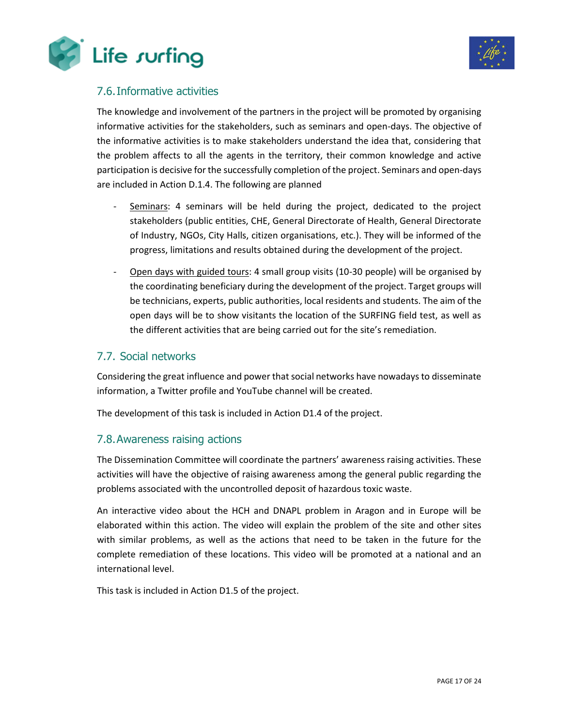## 7.6. Informative activities

The knowledge and involvement of the partners in the project will be promoted by organising informative activities for the stakeholders, such as seminars and open-days. The objective of the informative activities is to make stakeholders understand the idea that, considering that the problem affects to all the agents in the territory, their common knowledge and active participation is decisive for the successfully completion of the project. Seminars and open-days are included in Action D.1.4. The following are planned

- Seminars: 4 seminars will be held during the project, dedicated to the project stakeholders (public entities, CHE, General Directorate of Health, General Directorate of Industry, NGOs, City Halls, citizen organisations, etc.). They will be informed of the progress, limitations and results obtained during the development of the project.
- Open days with guided tours: 4 small group visits (10-30 people) will be organised by the coordinating beneficiary during the development of the project. Target groups will be technicians, experts, public authorities, local residents and students. The aim of the open days will be to show visitants the location of the SURFING field test, as well as the different activities that are being carried out for the site's remediation.

## 7.7. Social networks

Considering the great influence and power that social networks have nowadays to disseminate information, a Twitter profile and YouTube channel will be created.

The development of this task is included in Action D1.4 of the project.

## 7.8. Awareness raising actions

The Dissemination Committee will coordinate the partners' awareness raising activities. These activities will have the objective of raising awareness among the general public regarding the problems associated with the uncontrolled deposit of hazardous toxic waste.

An interactive video about the HCH and DNAPL problem in Aragon and in Europe will be elaborated within this action. The video will explain the problem of the site and other sites with similar problems, as well as the actions that need to be taken in the future for the complete remediation of these locations. This video will be promoted at a national and an international level.

This task is included in Action D1.5 of the project.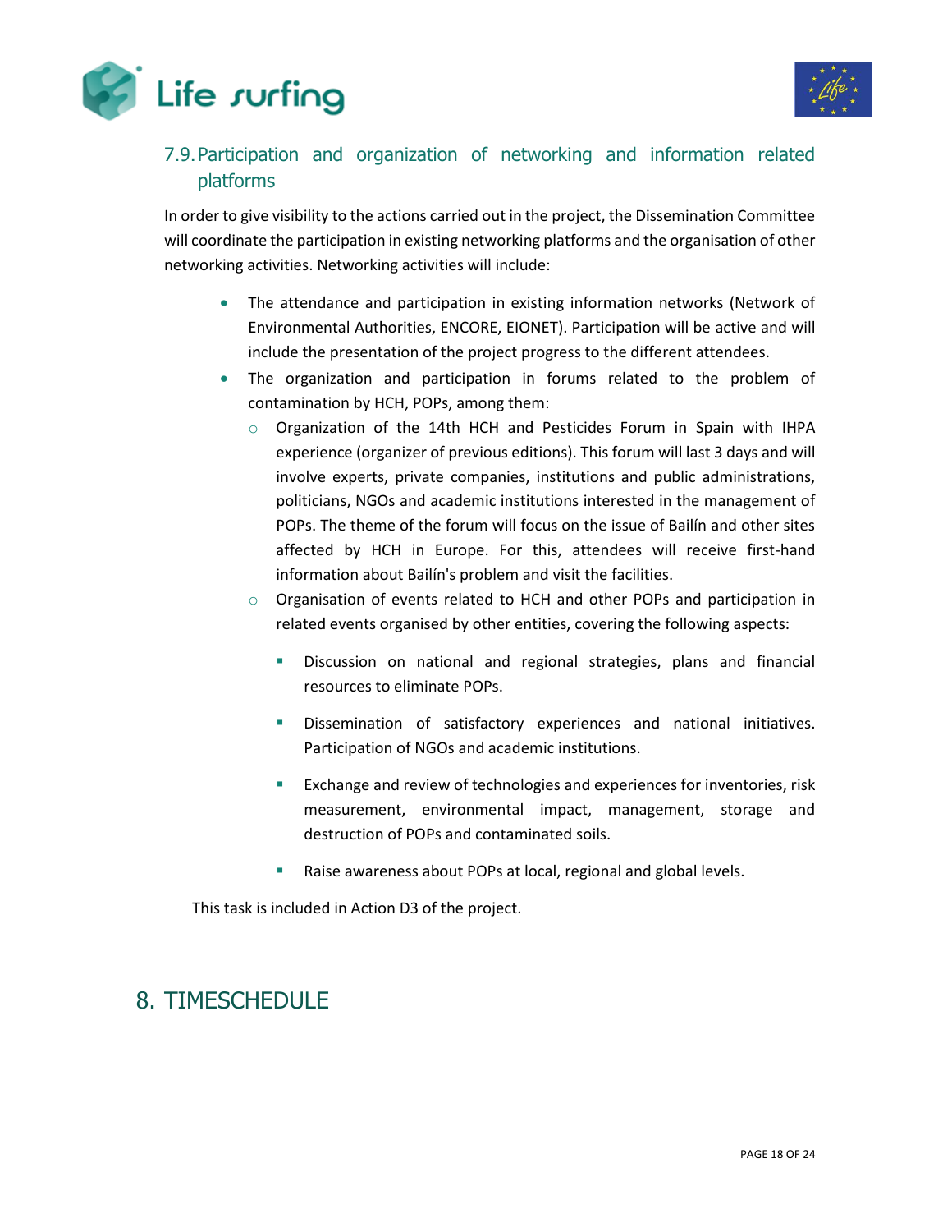## 7.9. Participation and organization of networking and information related platforms

In order to give visibility to the actions carried out in the project, the Dissemination Committee will coordinate the participation in existing networking platforms and the organisation of other networking activities. Networking activities will include:

- The attendance and participation in existing information networks (Network of Environmental Authorities, ENCORE, EIONET). Participation will be active and will include the presentation of the project progress to the different attendees.
- The organization and participation in forums related to the problem of contamination by HCH, POPs, among them:
  - Organization of the 14th HCH and Pesticides Forum in Spain with IHPA experience (organizer of previous editions). This forum will last 3 days and will involve experts, private companies, institutions and public administrations, politicians, NGOs and academic institutions interested in the management of POPs. The theme of the forum will focus on the issue of Bailín and other sites affected by HCH in Europe. For this, attendees will receive first-hand information about Bailín's problem and visit the facilities.
  - Organisation of events related to HCH and other POPs and participation in related events organised by other entities, covering the following aspects:
    - Discussion on national and regional strategies, plans and financial resources to eliminate POPs.
    - Dissemination of satisfactory experiences and national initiatives. Participation of NGOs and academic institutions.
    - Exchange and review of technologies and experiences for inventories, risk measurement, environmental impact, management, storage and destruction of POPs and contaminated soils.
    - Raise awareness about POPs at local, regional and global levels.

This task is included in Action D3 of the project.

# 8. TIMESCHEDULE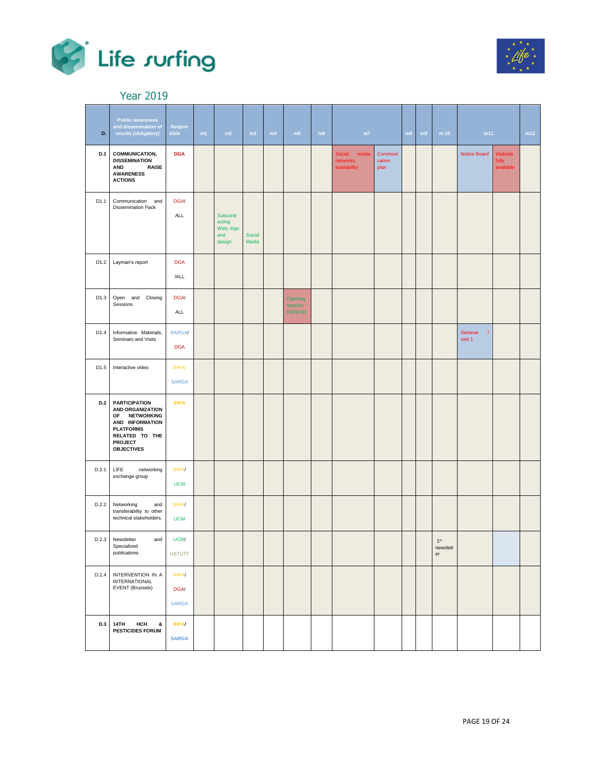## Year 2019

| D. | Public awareness and dissemination of results (obligatory) | Responsible | m1 | m2 | m3 | m4 | m5 | m6 | m7 | | m8 | m9 | m 10 | m11 | | m12 |
|---|---|---|---|---|---|---|---|---|---|---|---|---|---|---|---|---|
| **D.1** | **COMMUNICATION, DISSEMINATION AND RAISE AWARENESS ACTIONS** | **DGA** | | | | | | | Social media networks availability | Communication plan | | | | Notice Board | Website fully available | |
| D1.1 | Communication and Dissemination Pack | DGA/ ALL | | Subcontracting Web, logo and design | Social Media | | | | | | | | | | | |
| D1.2 | Layman's report | DGA /ALL | | | | | | | | | | | | | | |
| D1.3 | Open and Closing Sessions | DGA/ ALL | | | | | Opening session (10/4/19) | | | | | | | | | |
| D1.4 | Informative Materials, Seminars and Visits | SARGA/ DGA | | | | | | | | | | | | Seminar / visit 1 | | |
| D1.5 | Interactive video | IHPA/ SARGA | | | | | | | | | | | | | | |
| **D.2** | **PARTICIPATION AND ORGANIZATION OF NETWORKING AND INFORMATION PLATFORMS RELATED TO THE PROJECT OBJECTIVES** | **IHPA** | | | | | | | | | | | | | | |
| D.2.1 | LIFE networking exchange group | IHPA/ UCM | | | | | | | | | | | | | | |
| D.2.2 | Networking and transferability to other technical stakeholders. | IHPA/ UCM | | | | | | | | | | | | | | |
| D.2.3 | Newsletter and Specialized publications | UCM/ USTUTT | | | | | | | | | | | 1st newsletter | | | |
| D.2.4 | INTERVENTION IN A INTERNATIONAL EVENT (Brussels) | IHPA/ DGA/ SARGA | | | | | | | | | | | | | | |
| **D.3** | **14TH HCH & PESTICIDES FORUM** | **IHPA/ SARGA** | | | | | | | | | | | | | | |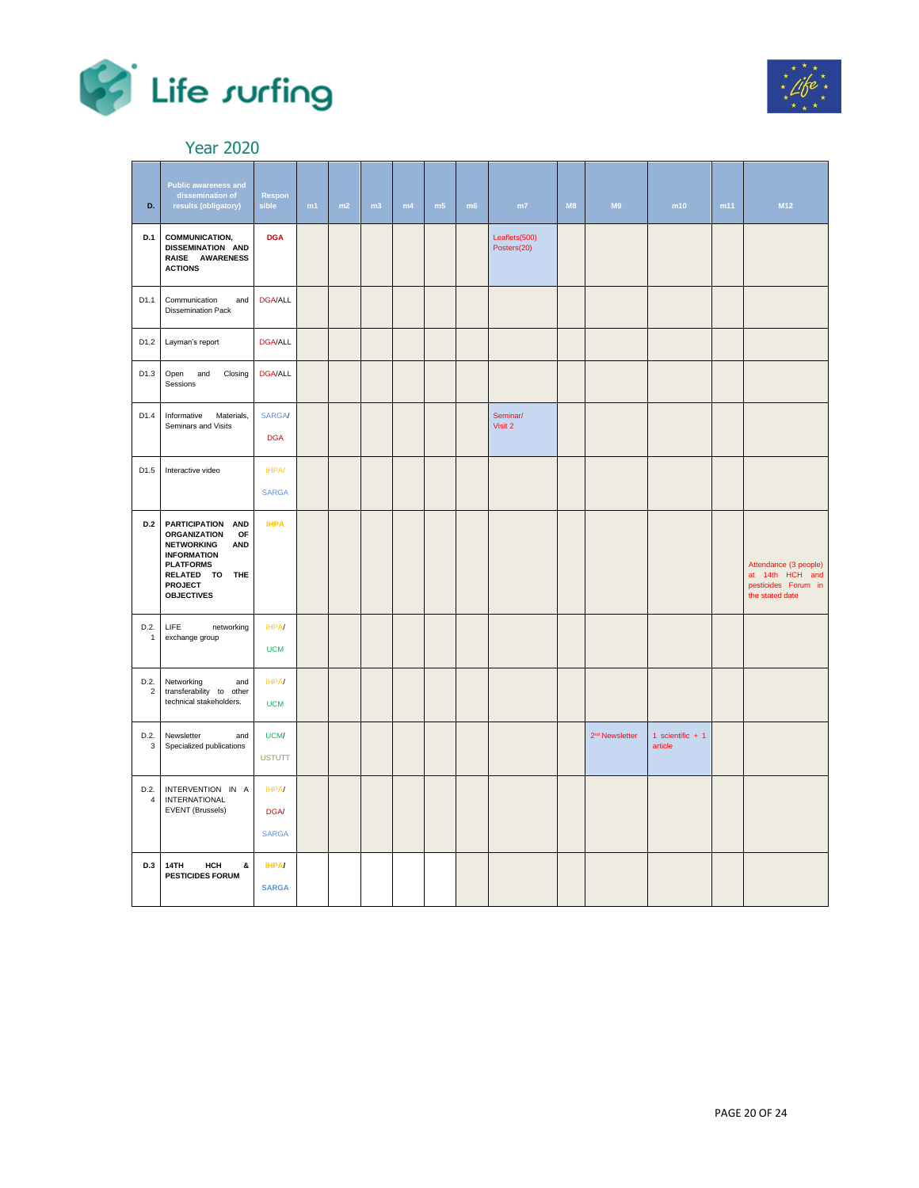## Year 2020

| D. | Public awareness and dissemination of results (obligatory) | Responsible | m1 | m2 | m3 | m4 | m5 | m6 | m7 | M8 | M9 | m10 | m11 | M12 |
|---|---|---|---|---|---|---|---|---|---|---|---|---|---|---|
| **D.1** | **COMMUNICATION, DISSEMINATION AND RAISE AWARENESS ACTIONS** | **DGA** | | | | | | | Leaflets(500) Posters(20) | | | | | |
| D1.1 | Communication and Dissemination Pack | DGA/ALL | | | | | | | | | | | | |
| D1.2 | Layman's report | DGA/ALL | | | | | | | | | | | | |
| D1.3 | Open and Closing Sessions | DGA/ALL | | | | | | | | | | | | |
| D1.4 | Informative Materials, Seminars and Visits | SARGA/ DGA | | | | | | | Seminar/ Visit 2 | | | | | |
| D1.5 | Interactive video | IHPA/ SARGA | | | | | | | | | | | | |
| **D.2** | **PARTICIPATION AND ORGANIZATION OF NETWORKING AND INFORMATION PLATFORMS RELATED TO THE PROJECT OBJECTIVES** | **IHPA** | | | | | | | | | | | | Attendance (3 people) at 14th HCH and pesticides Forum in the stated date |
| D.2.1 | LIFE networking exchange group | IHPA/ UCM | | | | | | | | | | | | |
| D.2.2 | Networking and transferability to other technical stakeholders. | IHPA/ UCM | | | | | | | | | | | | |
| D.2.3 | Newsletter and Specialized publications | UCM/ USTUTT | | | | | | | | | 2nd Newsletter | 1 scientific + 1 article | | |
| D.2.4 | INTERVENTION IN A INTERNATIONAL EVENT (Brussels) | IHPA/ DGA/ SARGA | | | | | | | | | | | | |
| **D.3** | **14TH HCH & PESTICIDES FORUM** | **IHPA/ SARGA** | | | | | | | | | | | | |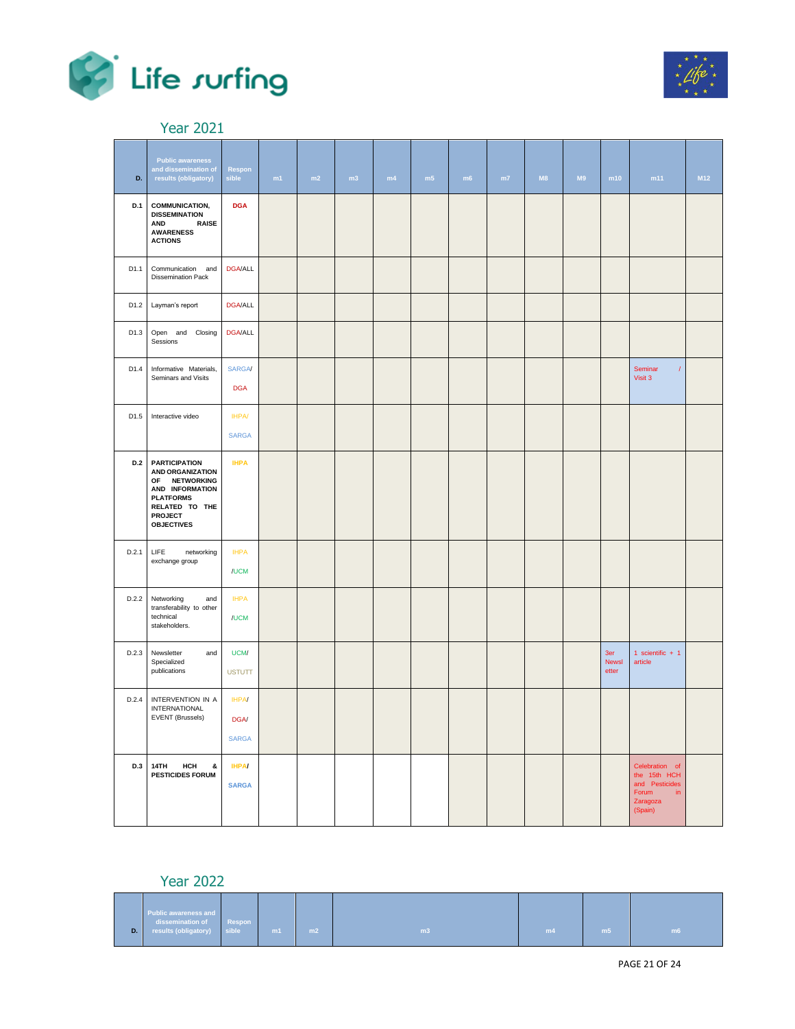## Year 2021

| D. | Public awareness and dissemination of results (obligatory) | Responsible | m1 | m2 | m3 | m4 | m5 | m6 | m7 | M8 | M9 | m10 | m11 | M12 |
|---|---|---|---|---|---|---|---|---|---|---|---|---|---|---|
| **D.1** | **COMMUNICATION, DISSEMINATION AND RAISE AWARENESS ACTIONS** | **DGA** | | | | | | | | | | | | |
| D1.1 | Communication and Dissemination Pack | DGA/ALL | | | | | | | | | | | | |
| D1.2 | Layman's report | DGA/ALL | | | | | | | | | | | | |
| D1.3 | Open and Closing Sessions | DGA/ALL | | | | | | | | | | | | |
| D1.4 | Informative Materials, Seminars and Visits | SARGA/ DGA | | | | | | | | | | | Seminar / Visit 3 | |
| D1.5 | Interactive video | IHPA/ SARGA | | | | | | | | | | | | |
| **D.2** | **PARTICIPATION AND ORGANIZATION OF NETWORKING AND INFORMATION PLATFORMS RELATED TO THE PROJECT OBJECTIVES** | **IHPA** | | | | | | | | | | | | |
| D.2.1 | LIFE networking exchange group | IHPA /UCM | | | | | | | | | | | | |
| D.2.2 | Networking and transferability to other technical stakeholders. | IHPA /UCM | | | | | | | | | | | | |
| D.2.3 | Newsletter and Specialized publications | UCM/ USTUTT | | | | | | | | | | 3er Newsletter | 1 scientific + 1 article | |
| D.2.4 | INTERVENTION IN A INTERNATIONAL EVENT (Brussels) | IHPA/ DGA/ SARGA | | | | | | | | | | | | |
| **D.3** | **14TH HCH & PESTICIDES FORUM** | **IHPA/ SARGA** | | | | | | | | | | | Celebration of the 15th HCH and Pesticides Forum in Zaragoza (Spain) | |

## Year 2022

| D. | Public awareness and dissemination of results (obligatory) | Responsible | m1 | m2 | m3 | m4 | m5 | m6 |
|---|---|---|---|---|---|---|---|---|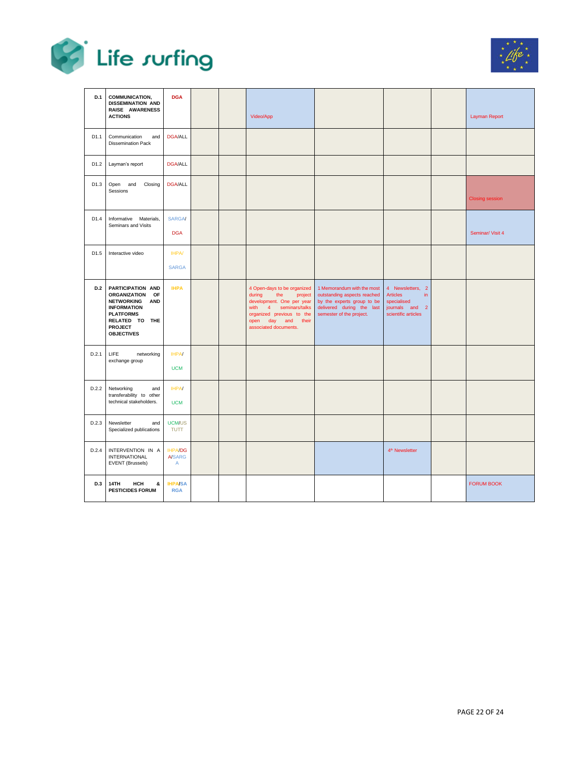| D.1 | **COMMUNICATION, DISSEMINATION AND RAISE AWARENESS ACTIONS** | DGA | | | Video/App | | | | Layman Report |
|---|---|---|---|---|---|---|---|---|---|
| D1.1 | Communication and Dissemination Pack | DGA/ALL | | | | | | | |
| D1.2 | Layman's report | DGA/ALL | | | | | | | |
| D1.3 | Open and Closing Sessions | DGA/ALL | | | | | | | Closing session |
| D1.4 | Informative Materials, Seminars and Visits | SARGA/ DGA | | | | | | | Seminar/ Visit 4 |
| D1.5 | Interactive video | IHPA/ SARGA | | | | | | | |
| D.2 | **PARTICIPATION AND ORGANIZATION OF NETWORKING AND INFORMATION PLATFORMS RELATED TO THE PROJECT OBJECTIVES** | IHPA | | | 4 Open-days to be organized during the project development. One per year with 4 seminars/talks organized previous to the open day and their associated documents. | 1 Memorandum with the most outstanding aspects reached by the experts group to be delivered during the last semester of the project. | 4 Newsletters, 2 Articles in specialised journals and 2 scientific articles | | |
| D.2.1 | LIFE networking exchange group | IHPA/ UCM | | | | | | | |
| D.2.2 | Networking and transferability to other technical stakeholders. | IHPA/ UCM | | | | | | | |
| D.2.3 | Newsletter and Specialized publications | UCM/US TUTT | | | | | | | |
| D.2.4 | INTERVENTION IN A INTERNATIONAL EVENT (Brussels) | IHPA/DGA/SARGA | | | | | 4th Newsletter | | |
| D.3 | **14TH HCH & PESTICIDES FORUM** | **IHPA/SARGA** | | | | | | | FORUM BOOK |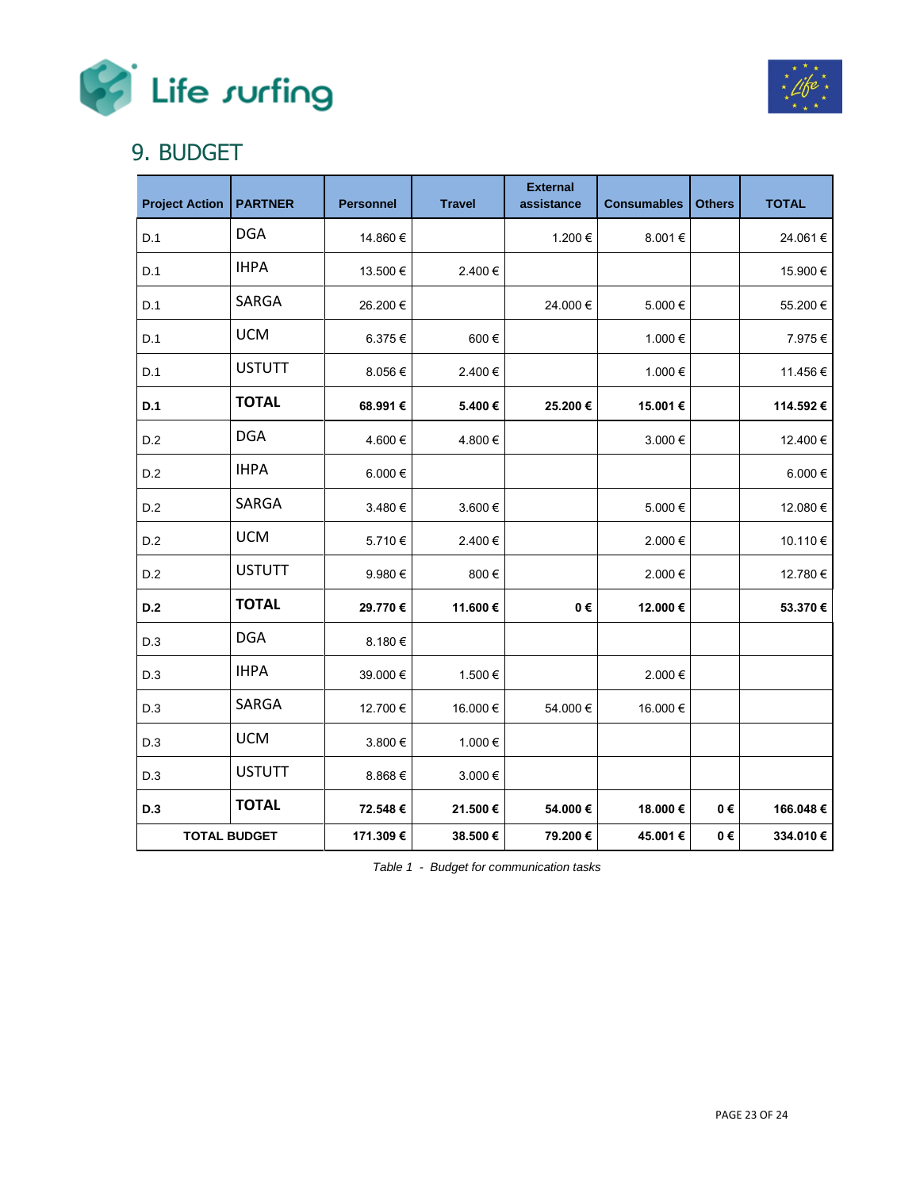# 9. BUDGET

| Project Action | PARTNER | Personnel | Travel | External assistance | Consumables | Others | TOTAL |
|---|---|---|---|---|---|---|---|
| D.1 | DGA | 14.860 € | | 1.200 € | 8.001 € | | 24.061 € |
| D.1 | IHPA | 13.500 € | 2.400 € | | | | 15.900 € |
| D.1 | SARGA | 26.200 € | | 24.000 € | 5.000 € | | 55.200 € |
| D.1 | UCM | 6.375 € | 600 € | | 1.000 € | | 7.975 € |
| D.1 | USTUTT | 8.056 € | 2.400 € | | 1.000 € | | 11.456 € |
| **D.1** | **TOTAL** | **68.991 €** | **5.400 €** | **25.200 €** | **15.001 €** | | **114.592 €** |
| D.2 | DGA | 4.600 € | 4.800 € | | 3.000 € | | 12.400 € |
| D.2 | IHPA | 6.000 € | | | | | 6.000 € |
| D.2 | SARGA | 3.480 € | 3.600 € | | 5.000 € | | 12.080 € |
| D.2 | UCM | 5.710 € | 2.400 € | | 2.000 € | | 10.110 € |
| D.2 | USTUTT | 9.980 € | 800 € | | 2.000 € | | 12.780 € |
| **D.2** | **TOTAL** | **29.770 €** | **11.600 €** | **0 €** | **12.000 €** | | **53.370 €** |
| D.3 | DGA | 8.180 € | | | | | |
| D.3 | IHPA | 39.000 € | 1.500 € | | 2.000 € | | |
| D.3 | SARGA | 12.700 € | 16.000 € | 54.000 € | 16.000 € | | |
| D.3 | UCM | 3.800 € | 1.000 € | | | | |
| D.3 | USTUTT | 8.868 € | 3.000 € | | | | |
| **D.3** | **TOTAL** | **72.548 €** | **21.500 €** | **54.000 €** | **18.000 €** | **0 €** | **166.048 €** |
| **TOTAL BUDGET** | | **171.309 €** | **38.500 €** | **79.200 €** | **45.001 €** | **0 €** | **334.010 €** |

*Table 1 - Budget for communication tasks*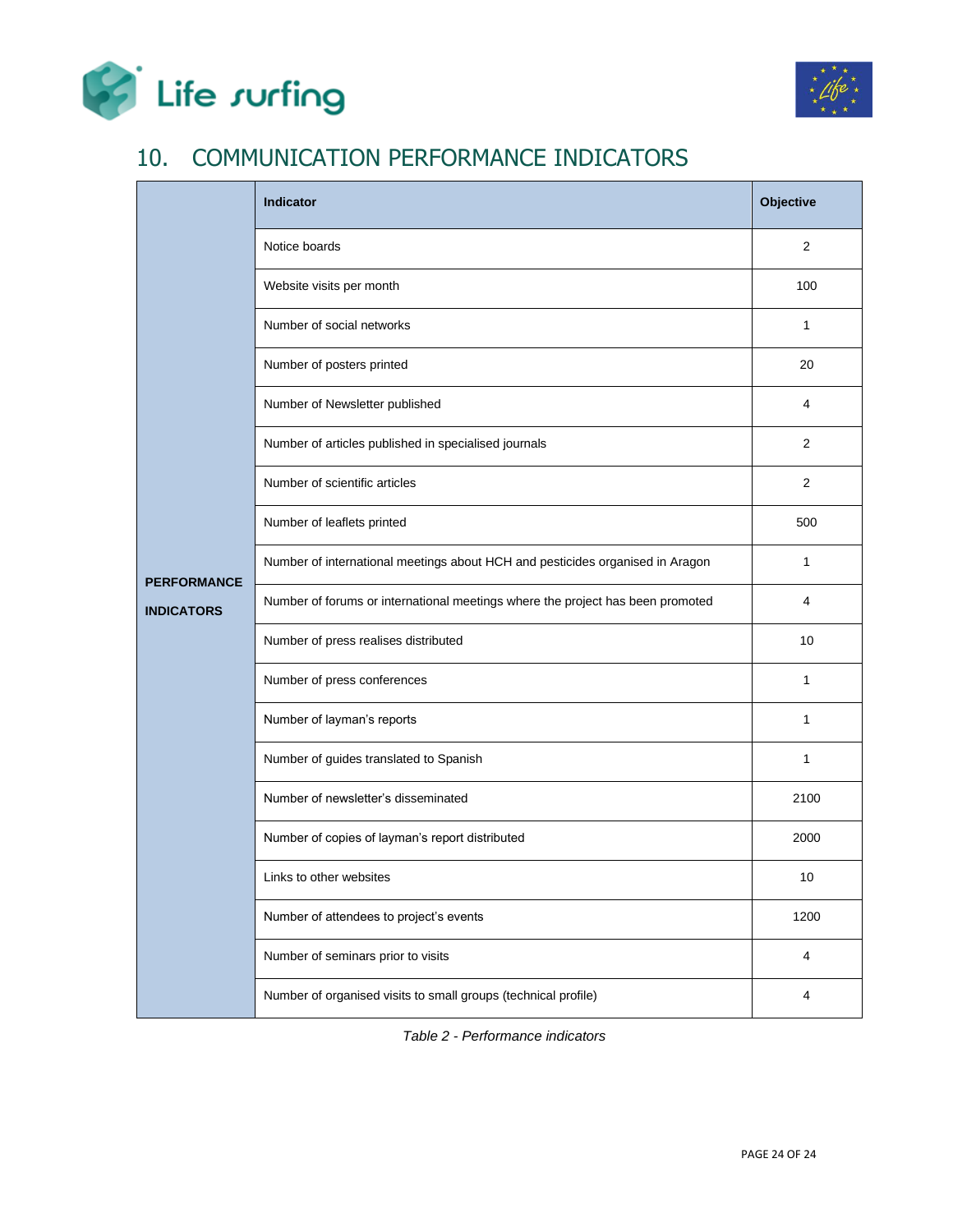## 10. COMMUNICATION PERFORMANCE INDICATORS

| | Indicator | Objective |
|---|---|---|
| **PERFORMANCE INDICATORS** | Notice boards | 2 |
| | Website visits per month | 100 |
| | Number of social networks | 1 |
| | Number of posters printed | 20 |
| | Number of Newsletter published | 4 |
| | Number of articles published in specialised journals | 2 |
| | Number of scientific articles | 2 |
| | Number of leaflets printed | 500 |
| | Number of international meetings about HCH and pesticides organised in Aragon | 1 |
| | Number of forums or international meetings where the project has been promoted | 4 |
| | Number of press realises distributed | 10 |
| | Number of press conferences | 1 |
| | Number of layman's reports | 1 |
| | Number of guides translated to Spanish | 1 |
| | Number of newsletter's disseminated | 2100 |
| | Number of copies of layman's report distributed | 2000 |
| | Links to other websites | 10 |
| | Number of attendees to project's events | 1200 |
| | Number of seminars prior to visits | 4 |
| | Number of organised visits to small groups (technical profile) | 4 |

*Table 2 - Performance indicators*